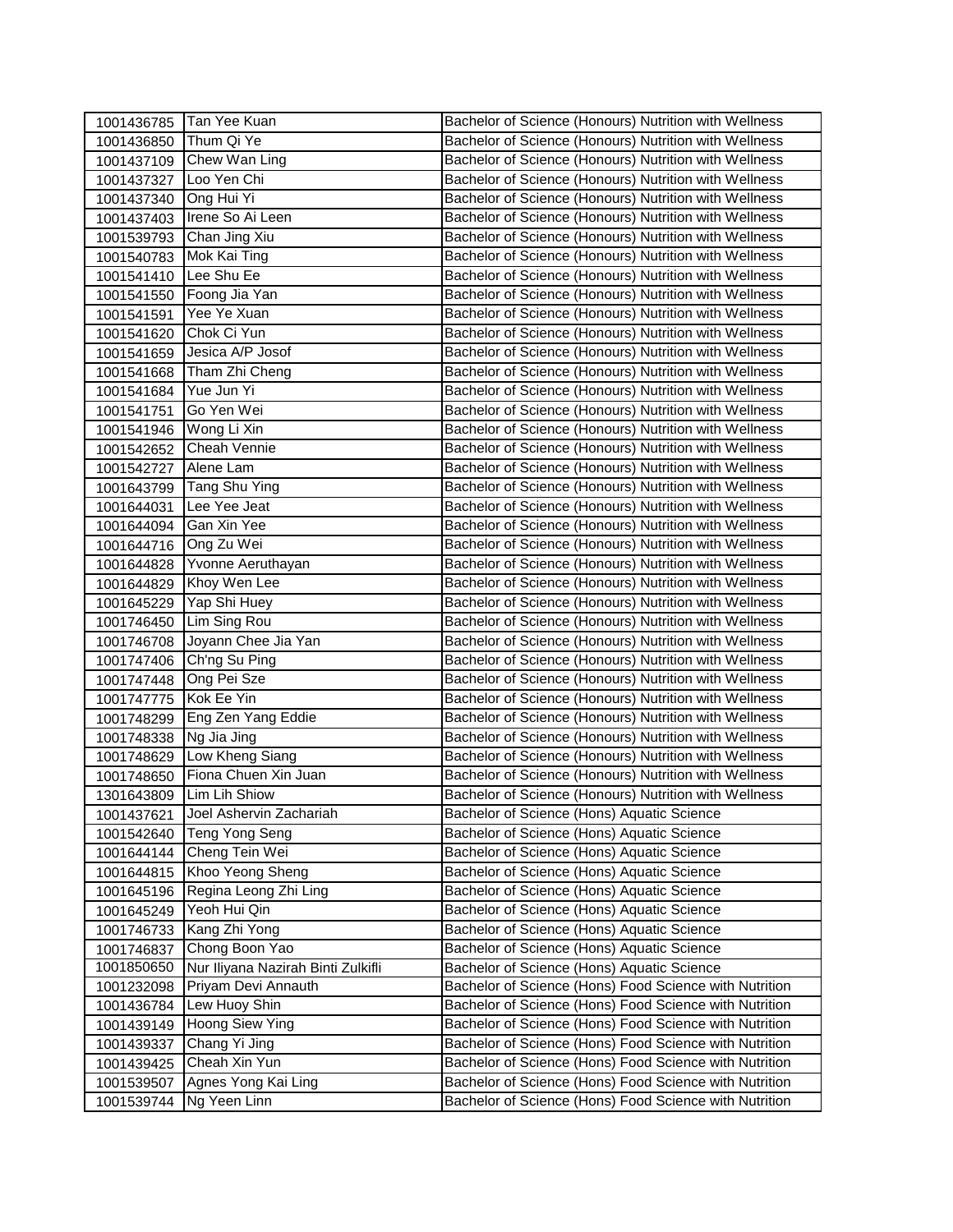| | | |
|---|---|---|
| 1001436785 | Tan Yee Kuan | Bachelor of Science (Honours) Nutrition with Wellness |
| 1001436850 | Thum Qi Ye | Bachelor of Science (Honours) Nutrition with Wellness |
| 1001437109 | Chew Wan Ling | Bachelor of Science (Honours) Nutrition with Wellness |
| 1001437327 | Loo Yen Chi | Bachelor of Science (Honours) Nutrition with Wellness |
| 1001437340 | Ong Hui Yi | Bachelor of Science (Honours) Nutrition with Wellness |
| 1001437403 | Irene So Ai Leen | Bachelor of Science (Honours) Nutrition with Wellness |
| 1001539793 | Chan Jing Xiu | Bachelor of Science (Honours) Nutrition with Wellness |
| 1001540783 | Mok Kai Ting | Bachelor of Science (Honours) Nutrition with Wellness |
| 1001541410 | Lee Shu Ee | Bachelor of Science (Honours) Nutrition with Wellness |
| 1001541550 | Foong Jia Yan | Bachelor of Science (Honours) Nutrition with Wellness |
| 1001541591 | Yee Ye Xuan | Bachelor of Science (Honours) Nutrition with Wellness |
| 1001541620 | Chok Ci Yun | Bachelor of Science (Honours) Nutrition with Wellness |
| 1001541659 | Jesica A/P Josof | Bachelor of Science (Honours) Nutrition with Wellness |
| 1001541668 | Tham Zhi Cheng | Bachelor of Science (Honours) Nutrition with Wellness |
| 1001541684 | Yue Jun Yi | Bachelor of Science (Honours) Nutrition with Wellness |
| 1001541751 | Go Yen Wei | Bachelor of Science (Honours) Nutrition with Wellness |
| 1001541946 | Wong Li Xin | Bachelor of Science (Honours) Nutrition with Wellness |
| 1001542652 | Cheah Vennie | Bachelor of Science (Honours) Nutrition with Wellness |
| 1001542727 | Alene Lam | Bachelor of Science (Honours) Nutrition with Wellness |
| 1001643799 | Tang Shu Ying | Bachelor of Science (Honours) Nutrition with Wellness |
| 1001644031 | Lee Yee Jeat | Bachelor of Science (Honours) Nutrition with Wellness |
| 1001644094 | Gan Xin Yee | Bachelor of Science (Honours) Nutrition with Wellness |
| 1001644716 | Ong Zu Wei | Bachelor of Science (Honours) Nutrition with Wellness |
| 1001644828 | Yvonne Aeruthayan | Bachelor of Science (Honours) Nutrition with Wellness |
| 1001644829 | Khoy Wen Lee | Bachelor of Science (Honours) Nutrition with Wellness |
| 1001645229 | Yap Shi Huey | Bachelor of Science (Honours) Nutrition with Wellness |
| 1001746450 | Lim Sing Rou | Bachelor of Science (Honours) Nutrition with Wellness |
| 1001746708 | Joyann Chee Jia Yan | Bachelor of Science (Honours) Nutrition with Wellness |
| 1001747406 | Ch'ng Su Ping | Bachelor of Science (Honours) Nutrition with Wellness |
| 1001747448 | Ong Pei Sze | Bachelor of Science (Honours) Nutrition with Wellness |
| 1001747775 | Kok Ee Yin | Bachelor of Science (Honours) Nutrition with Wellness |
| 1001748299 | Eng Zen Yang Eddie | Bachelor of Science (Honours) Nutrition with Wellness |
| 1001748338 | Ng Jia Jing | Bachelor of Science (Honours) Nutrition with Wellness |
| 1001748629 | Low Kheng Siang | Bachelor of Science (Honours) Nutrition with Wellness |
| 1001748650 | Fiona Chuen Xin Juan | Bachelor of Science (Honours) Nutrition with Wellness |
| 1301643809 | Lim Lih Shiow | Bachelor of Science (Honours) Nutrition with Wellness |
| 1001437621 | Joel Ashervin Zachariah | Bachelor of Science (Hons) Aquatic Science |
| 1001542640 | Teng Yong Seng | Bachelor of Science (Hons) Aquatic Science |
| 1001644144 | Cheng Tein Wei | Bachelor of Science (Hons) Aquatic Science |
| 1001644815 | Khoo Yeong Sheng | Bachelor of Science (Hons) Aquatic Science |
| 1001645196 | Regina Leong Zhi Ling | Bachelor of Science (Hons) Aquatic Science |
| 1001645249 | Yeoh Hui Qin | Bachelor of Science (Hons) Aquatic Science |
| 1001746733 | Kang Zhi Yong | Bachelor of Science (Hons) Aquatic Science |
| 1001746837 | Chong Boon Yao | Bachelor of Science (Hons) Aquatic Science |
| 1001850650 | Nur Iliyana Nazirah Binti Zulkifli | Bachelor of Science (Hons) Aquatic Science |
| 1001232098 | Priyam Devi Annauth | Bachelor of Science (Hons) Food Science with Nutrition |
| 1001436784 | Lew Huoy Shin | Bachelor of Science (Hons) Food Science with Nutrition |
| 1001439149 | Hoong Siew Ying | Bachelor of Science (Hons) Food Science with Nutrition |
| 1001439337 | Chang Yi Jing | Bachelor of Science (Hons) Food Science with Nutrition |
| 1001439425 | Cheah Xin Yun | Bachelor of Science (Hons) Food Science with Nutrition |
| 1001539507 | Agnes Yong Kai Ling | Bachelor of Science (Hons) Food Science with Nutrition |
| 1001539744 | Ng Yeen Linn | Bachelor of Science (Hons) Food Science with Nutrition |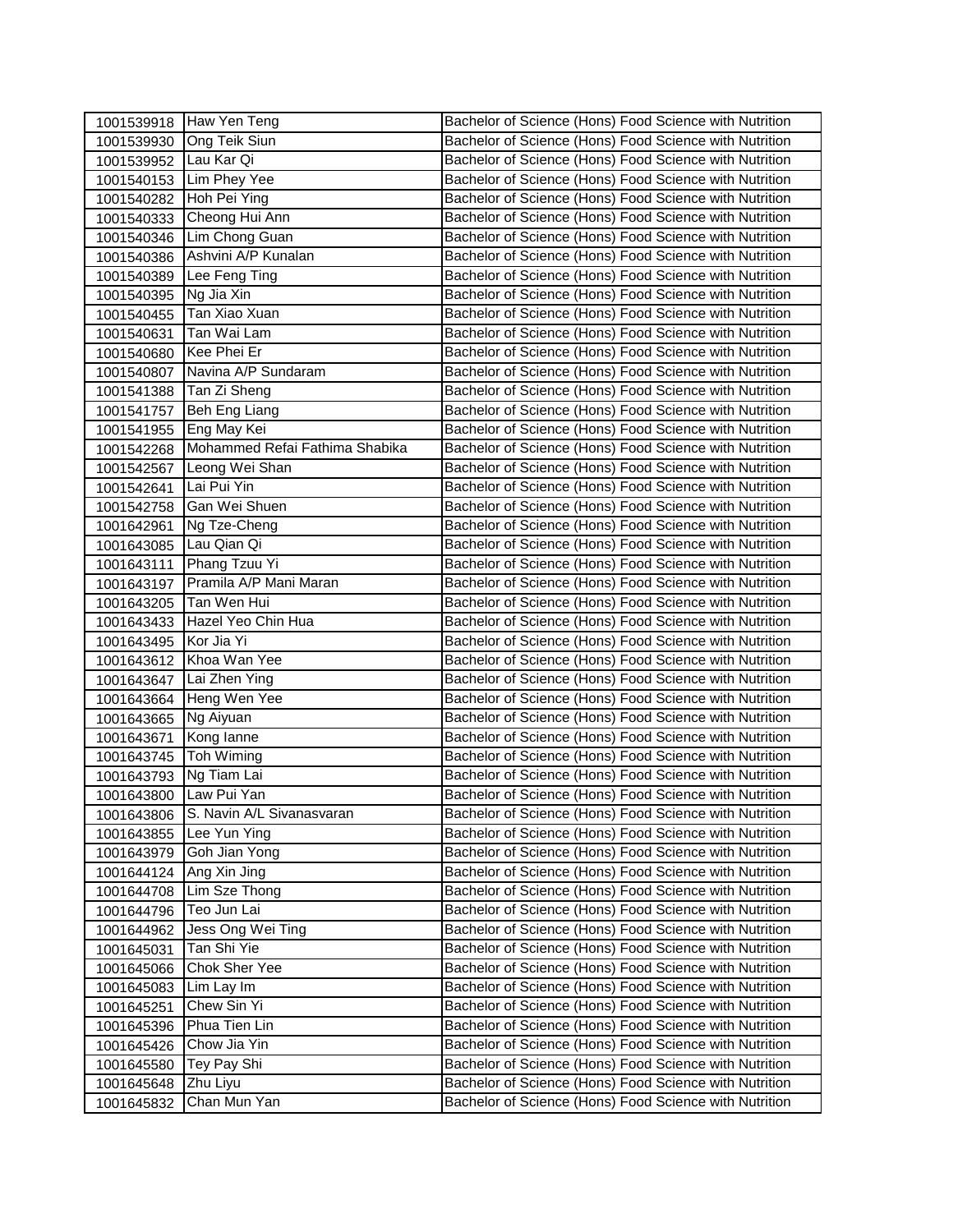| 1001539918 | Haw Yen Teng | Bachelor of Science (Hons) Food Science with Nutrition |
|---|---|---|
| 1001539930 | Ong Teik Siun | Bachelor of Science (Hons) Food Science with Nutrition |
| 1001539952 | Lau Kar Qi | Bachelor of Science (Hons) Food Science with Nutrition |
| 1001540153 | Lim Phey Yee | Bachelor of Science (Hons) Food Science with Nutrition |
| 1001540282 | Hoh Pei Ying | Bachelor of Science (Hons) Food Science with Nutrition |
| 1001540333 | Cheong Hui Ann | Bachelor of Science (Hons) Food Science with Nutrition |
| 1001540346 | Lim Chong Guan | Bachelor of Science (Hons) Food Science with Nutrition |
| 1001540386 | Ashvini A/P Kunalan | Bachelor of Science (Hons) Food Science with Nutrition |
| 1001540389 | Lee Feng Ting | Bachelor of Science (Hons) Food Science with Nutrition |
| 1001540395 | Ng Jia Xin | Bachelor of Science (Hons) Food Science with Nutrition |
| 1001540455 | Tan Xiao Xuan | Bachelor of Science (Hons) Food Science with Nutrition |
| 1001540631 | Tan Wai Lam | Bachelor of Science (Hons) Food Science with Nutrition |
| 1001540680 | Kee Phei Er | Bachelor of Science (Hons) Food Science with Nutrition |
| 1001540807 | Navina A/P Sundaram | Bachelor of Science (Hons) Food Science with Nutrition |
| 1001541388 | Tan Zi Sheng | Bachelor of Science (Hons) Food Science with Nutrition |
| 1001541757 | Beh Eng Liang | Bachelor of Science (Hons) Food Science with Nutrition |
| 1001541955 | Eng May Kei | Bachelor of Science (Hons) Food Science with Nutrition |
| 1001542268 | Mohammed Refai Fathima Shabika | Bachelor of Science (Hons) Food Science with Nutrition |
| 1001542567 | Leong Wei Shan | Bachelor of Science (Hons) Food Science with Nutrition |
| 1001542641 | Lai Pui Yin | Bachelor of Science (Hons) Food Science with Nutrition |
| 1001542758 | Gan Wei Shuen | Bachelor of Science (Hons) Food Science with Nutrition |
| 1001642961 | Ng Tze-Cheng | Bachelor of Science (Hons) Food Science with Nutrition |
| 1001643085 | Lau Qian Qi | Bachelor of Science (Hons) Food Science with Nutrition |
| 1001643111 | Phang Tzuu Yi | Bachelor of Science (Hons) Food Science with Nutrition |
| 1001643197 | Pramila A/P Mani Maran | Bachelor of Science (Hons) Food Science with Nutrition |
| 1001643205 | Tan Wen Hui | Bachelor of Science (Hons) Food Science with Nutrition |
| 1001643433 | Hazel Yeo Chin Hua | Bachelor of Science (Hons) Food Science with Nutrition |
| 1001643495 | Kor Jia Yi | Bachelor of Science (Hons) Food Science with Nutrition |
| 1001643612 | Khoa Wan Yee | Bachelor of Science (Hons) Food Science with Nutrition |
| 1001643647 | Lai Zhen Ying | Bachelor of Science (Hons) Food Science with Nutrition |
| 1001643664 | Heng Wen Yee | Bachelor of Science (Hons) Food Science with Nutrition |
| 1001643665 | Ng Aiyuan | Bachelor of Science (Hons) Food Science with Nutrition |
| 1001643671 | Kong Ianne | Bachelor of Science (Hons) Food Science with Nutrition |
| 1001643745 | Toh Wiming | Bachelor of Science (Hons) Food Science with Nutrition |
| 1001643793 | Ng Tiam Lai | Bachelor of Science (Hons) Food Science with Nutrition |
| 1001643800 | Law Pui Yan | Bachelor of Science (Hons) Food Science with Nutrition |
| 1001643806 | S. Navin A/L Sivanasvaran | Bachelor of Science (Hons) Food Science with Nutrition |
| 1001643855 | Lee Yun Ying | Bachelor of Science (Hons) Food Science with Nutrition |
| 1001643979 | Goh Jian Yong | Bachelor of Science (Hons) Food Science with Nutrition |
| 1001644124 | Ang Xin Jing | Bachelor of Science (Hons) Food Science with Nutrition |
| 1001644708 | Lim Sze Thong | Bachelor of Science (Hons) Food Science with Nutrition |
| 1001644796 | Teo Jun Lai | Bachelor of Science (Hons) Food Science with Nutrition |
| 1001644962 | Jess Ong Wei Ting | Bachelor of Science (Hons) Food Science with Nutrition |
| 1001645031 | Tan Shi Yie | Bachelor of Science (Hons) Food Science with Nutrition |
| 1001645066 | Chok Sher Yee | Bachelor of Science (Hons) Food Science with Nutrition |
| 1001645083 | Lim Lay Im | Bachelor of Science (Hons) Food Science with Nutrition |
| 1001645251 | Chew Sin Yi | Bachelor of Science (Hons) Food Science with Nutrition |
| 1001645396 | Phua Tien Lin | Bachelor of Science (Hons) Food Science with Nutrition |
| 1001645426 | Chow Jia Yin | Bachelor of Science (Hons) Food Science with Nutrition |
| 1001645580 | Tey Pay Shi | Bachelor of Science (Hons) Food Science with Nutrition |
| 1001645648 | Zhu Liyu | Bachelor of Science (Hons) Food Science with Nutrition |
| 1001645832 | Chan Mun Yan | Bachelor of Science (Hons) Food Science with Nutrition |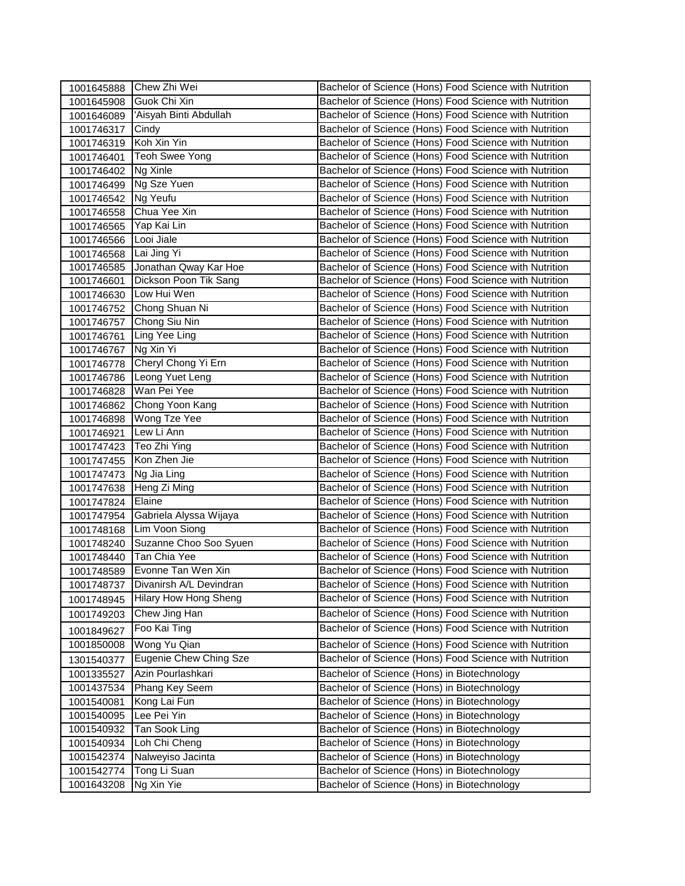| | | |
|---|---|---|
| 1001645888 | Chew Zhi Wei | Bachelor of Science (Hons) Food Science with Nutrition |
| 1001645908 | Guok Chi Xin | Bachelor of Science (Hons) Food Science with Nutrition |
| 1001646089 | 'Aisyah Binti Abdullah | Bachelor of Science (Hons) Food Science with Nutrition |
| 1001746317 | Cindy | Bachelor of Science (Hons) Food Science with Nutrition |
| 1001746319 | Koh Xin Yin | Bachelor of Science (Hons) Food Science with Nutrition |
| 1001746401 | Teoh Swee Yong | Bachelor of Science (Hons) Food Science with Nutrition |
| 1001746402 | Ng Xinle | Bachelor of Science (Hons) Food Science with Nutrition |
| 1001746499 | Ng Sze Yuen | Bachelor of Science (Hons) Food Science with Nutrition |
| 1001746542 | Ng Yeufu | Bachelor of Science (Hons) Food Science with Nutrition |
| 1001746558 | Chua Yee Xin | Bachelor of Science (Hons) Food Science with Nutrition |
| 1001746565 | Yap Kai Lin | Bachelor of Science (Hons) Food Science with Nutrition |
| 1001746566 | Looi Jiale | Bachelor of Science (Hons) Food Science with Nutrition |
| 1001746568 | Lai Jing Yi | Bachelor of Science (Hons) Food Science with Nutrition |
| 1001746585 | Jonathan Qway Kar Hoe | Bachelor of Science (Hons) Food Science with Nutrition |
| 1001746601 | Dickson Poon Tik Sang | Bachelor of Science (Hons) Food Science with Nutrition |
| 1001746630 | Low Hui Wen | Bachelor of Science (Hons) Food Science with Nutrition |
| 1001746752 | Chong Shuan Ni | Bachelor of Science (Hons) Food Science with Nutrition |
| 1001746757 | Chong Siu Nin | Bachelor of Science (Hons) Food Science with Nutrition |
| 1001746761 | Ling Yee Ling | Bachelor of Science (Hons) Food Science with Nutrition |
| 1001746767 | Ng Xin Yi | Bachelor of Science (Hons) Food Science with Nutrition |
| 1001746778 | Cheryl Chong Yi Ern | Bachelor of Science (Hons) Food Science with Nutrition |
| 1001746786 | Leong Yuet Leng | Bachelor of Science (Hons) Food Science with Nutrition |
| 1001746828 | Wan Pei Yee | Bachelor of Science (Hons) Food Science with Nutrition |
| 1001746862 | Chong Yoon Kang | Bachelor of Science (Hons) Food Science with Nutrition |
| 1001746898 | Wong Tze Yee | Bachelor of Science (Hons) Food Science with Nutrition |
| 1001746921 | Lew Li Ann | Bachelor of Science (Hons) Food Science with Nutrition |
| 1001747423 | Teo Zhi Ying | Bachelor of Science (Hons) Food Science with Nutrition |
| 1001747455 | Kon Zhen Jie | Bachelor of Science (Hons) Food Science with Nutrition |
| 1001747473 | Ng Jia Ling | Bachelor of Science (Hons) Food Science with Nutrition |
| 1001747638 | Heng Zi Ming | Bachelor of Science (Hons) Food Science with Nutrition |
| 1001747824 | Elaine | Bachelor of Science (Hons) Food Science with Nutrition |
| 1001747954 | Gabriela Alyssa Wijaya | Bachelor of Science (Hons) Food Science with Nutrition |
| 1001748168 | Lim Voon Siong | Bachelor of Science (Hons) Food Science with Nutrition |
| 1001748240 | Suzanne Choo Soo Syuen | Bachelor of Science (Hons) Food Science with Nutrition |
| 1001748440 | Tan Chia Yee | Bachelor of Science (Hons) Food Science with Nutrition |
| 1001748589 | Evonne Tan Wen Xin | Bachelor of Science (Hons) Food Science with Nutrition |
| 1001748737 | Divanirsh A/L Devindran | Bachelor of Science (Hons) Food Science with Nutrition |
| 1001748945 | Hilary How Hong Sheng | Bachelor of Science (Hons) Food Science with Nutrition |
| 1001749203 | Chew Jing Han | Bachelor of Science (Hons) Food Science with Nutrition |
| 1001849627 | Foo Kai Ting | Bachelor of Science (Hons) Food Science with Nutrition |
| 1001850008 | Wong Yu Qian | Bachelor of Science (Hons) Food Science with Nutrition |
| 1301540377 | Eugenie Chew Ching Sze | Bachelor of Science (Hons) Food Science with Nutrition |
| 1001335527 | Azin Pourlashkari | Bachelor of Science (Hons) in Biotechnology |
| 1001437534 | Phang Key Seem | Bachelor of Science (Hons) in Biotechnology |
| 1001540081 | Kong Lai Fun | Bachelor of Science (Hons) in Biotechnology |
| 1001540095 | Lee Pei Yin | Bachelor of Science (Hons) in Biotechnology |
| 1001540932 | Tan Sook Ling | Bachelor of Science (Hons) in Biotechnology |
| 1001540934 | Loh Chi Cheng | Bachelor of Science (Hons) in Biotechnology |
| 1001542374 | Nalweyiso Jacinta | Bachelor of Science (Hons) in Biotechnology |
| 1001542774 | Tong Li Suan | Bachelor of Science (Hons) in Biotechnology |
| 1001643208 | Ng Xin Yie | Bachelor of Science (Hons) in Biotechnology |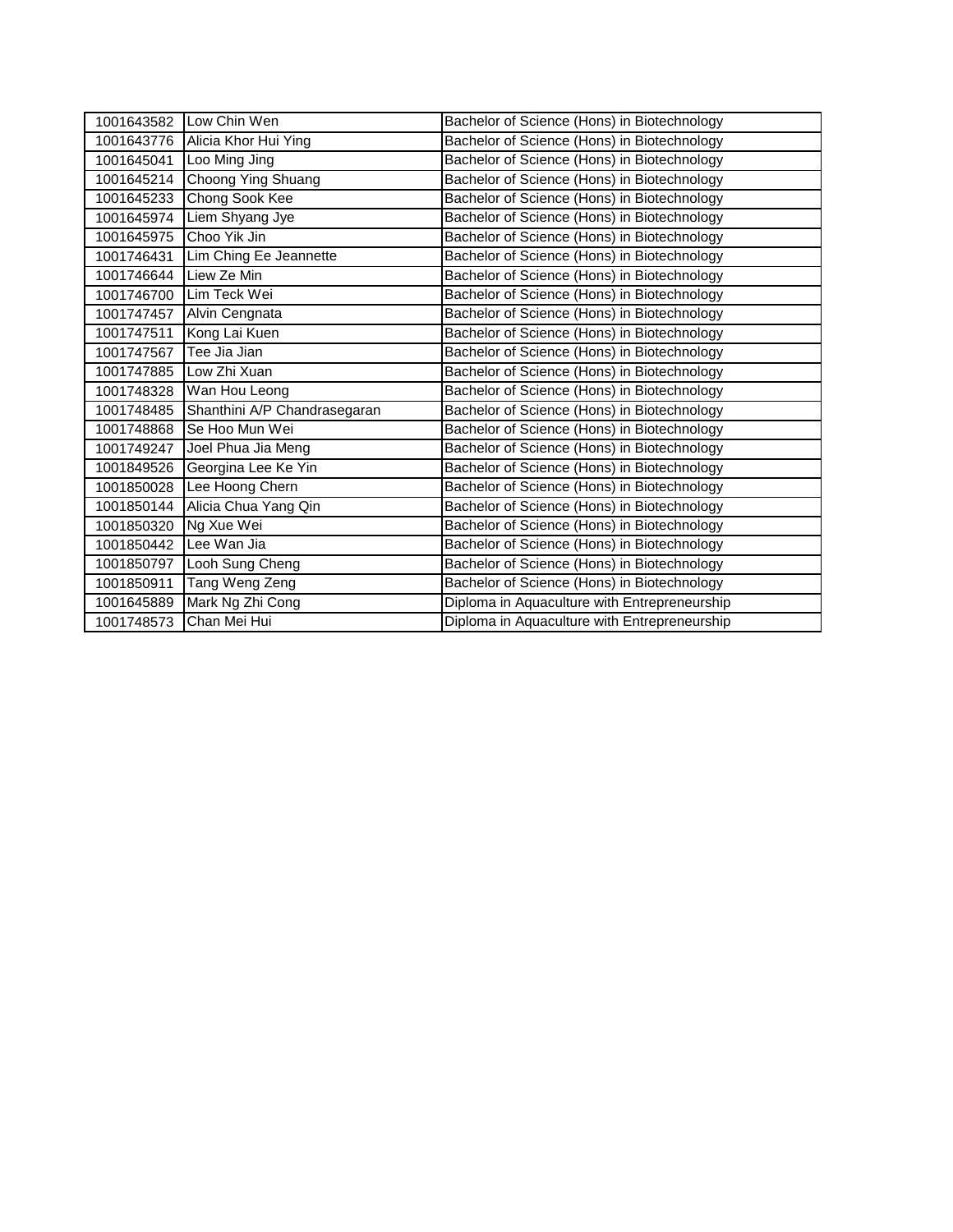| | | |
|---|---|---|
| 1001643582 | Low Chin Wen | Bachelor of Science (Hons) in Biotechnology |
| 1001643776 | Alicia Khor Hui Ying | Bachelor of Science (Hons) in Biotechnology |
| 1001645041 | Loo Ming Jing | Bachelor of Science (Hons) in Biotechnology |
| 1001645214 | Choong Ying Shuang | Bachelor of Science (Hons) in Biotechnology |
| 1001645233 | Chong Sook Kee | Bachelor of Science (Hons) in Biotechnology |
| 1001645974 | Liem Shyang Jye | Bachelor of Science (Hons) in Biotechnology |
| 1001645975 | Choo Yik Jin | Bachelor of Science (Hons) in Biotechnology |
| 1001746431 | Lim Ching Ee Jeannette | Bachelor of Science (Hons) in Biotechnology |
| 1001746644 | Liew Ze Min | Bachelor of Science (Hons) in Biotechnology |
| 1001746700 | Lim Teck Wei | Bachelor of Science (Hons) in Biotechnology |
| 1001747457 | Alvin Cengnata | Bachelor of Science (Hons) in Biotechnology |
| 1001747511 | Kong Lai Kuen | Bachelor of Science (Hons) in Biotechnology |
| 1001747567 | Tee Jia Jian | Bachelor of Science (Hons) in Biotechnology |
| 1001747885 | Low Zhi Xuan | Bachelor of Science (Hons) in Biotechnology |
| 1001748328 | Wan Hou Leong | Bachelor of Science (Hons) in Biotechnology |
| 1001748485 | Shanthini A/P Chandrasegaran | Bachelor of Science (Hons) in Biotechnology |
| 1001748868 | Se Hoo Mun Wei | Bachelor of Science (Hons) in Biotechnology |
| 1001749247 | Joel Phua Jia Meng | Bachelor of Science (Hons) in Biotechnology |
| 1001849526 | Georgina Lee Ke Yin | Bachelor of Science (Hons) in Biotechnology |
| 1001850028 | Lee Hoong Chern | Bachelor of Science (Hons) in Biotechnology |
| 1001850144 | Alicia Chua Yang Qin | Bachelor of Science (Hons) in Biotechnology |
| 1001850320 | Ng Xue Wei | Bachelor of Science (Hons) in Biotechnology |
| 1001850442 | Lee Wan Jia | Bachelor of Science (Hons) in Biotechnology |
| 1001850797 | Looh Sung Cheng | Bachelor of Science (Hons) in Biotechnology |
| 1001850911 | Tang Weng Zeng | Bachelor of Science (Hons) in Biotechnology |
| 1001645889 | Mark Ng Zhi Cong | Diploma in Aquaculture with Entrepreneurship |
| 1001748573 | Chan Mei Hui | Diploma in Aquaculture with Entrepreneurship |